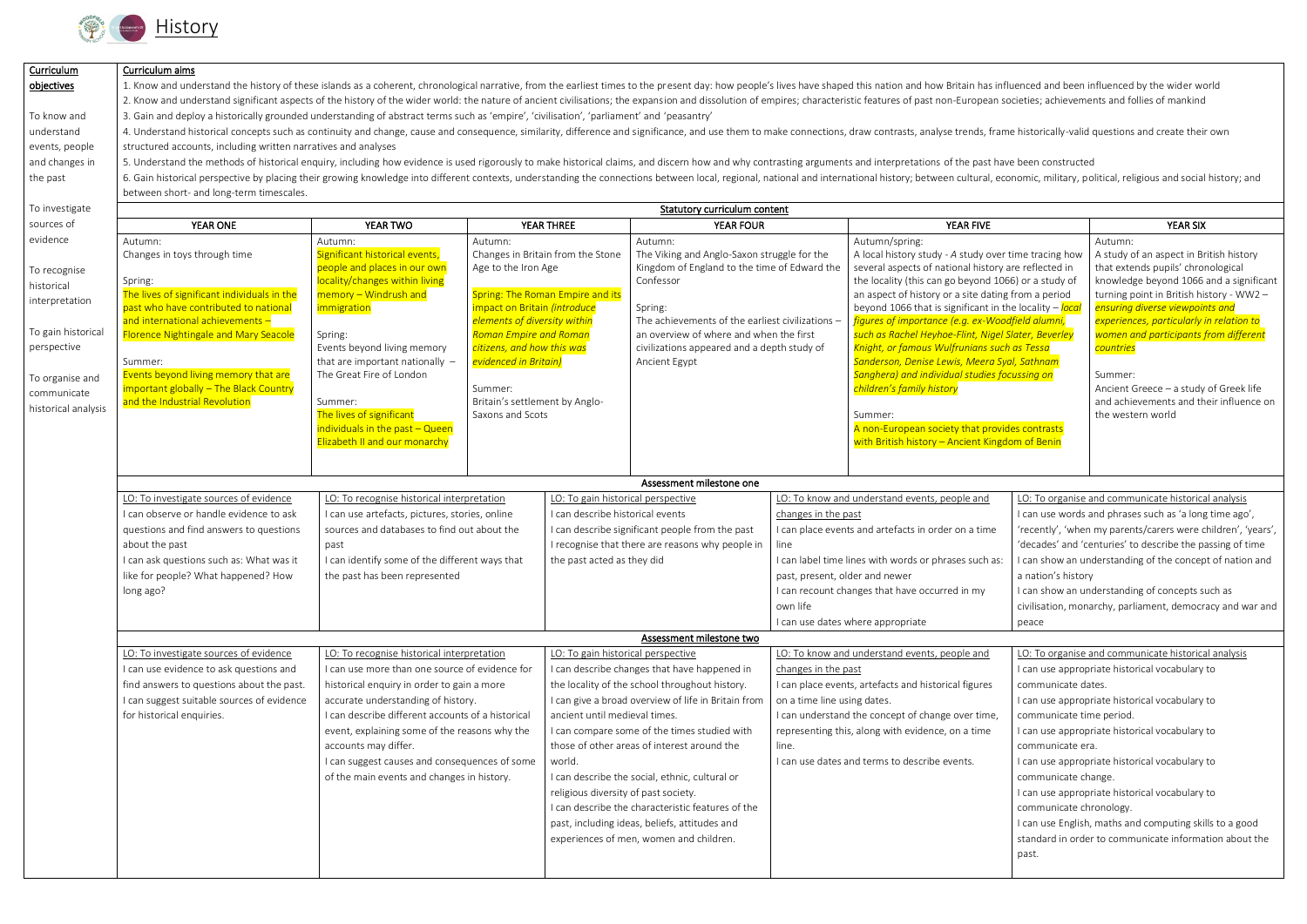# History

| Curriculum objectives | Curriculum aims |
|---|---|
| To know and understand events, people and changes in the past<br><br>To investigate sources of evidence<br><br>To recognise historical interpretation<br><br>To gain historical perspective<br><br>To organise and communicate historical analysis | 1. Know and understand the history of these islands as a coherent, chronological narrative, from the earliest times to the present day: how people's lives have shaped this nation and how Britain has influenced and been influenced by the wider world<br>2. Know and understand significant aspects of the history of the wider world: the nature of ancient civilisations; the expansion and dissolution of empires; characteristic features of past non-European societies; achievements and follies of mankind<br>3. Gain and deploy a historically grounded understanding of abstract terms such as 'empire', 'civilisation', 'parliament' and 'peasantry'<br>4. Understand historical concepts such as continuity and change, cause and consequence, similarity, difference and significance, and use them to make connections, draw contrasts, analyse trends, frame historically-valid questions and create their own structured accounts, including written narratives and analyses<br>5. Understand the methods of historical enquiry, including how evidence is used rigorously to make historical claims, and discern how and why contrasting arguments and interpretations of the past have been constructed<br>6. Gain historical perspective by placing their growing knowledge into different contexts, understanding the connections between local, regional, national and international history; between cultural, economic, military, political, religious and social history; and between short- and long-term timescales. |

## Statutory curriculum content

| YEAR ONE | YEAR TWO | YEAR THREE | YEAR FOUR | YEAR FIVE | YEAR SIX |
|---|---|---|---|---|---|
| Autumn:<br>Changes in toys through time<br><br>Spring:<br>The lives of significant individuals in the past who have contributed to national and international achievements – Florence Nightingale and Mary Seacole<br><br>Summer:<br>Events beyond living memory that are important globally – The Black Country and the Industrial Revolution | Autumn:<br>Significant historical events, people and places in our own locality/changes within living memory – Windrush and immigration<br><br>Spring:<br>Events beyond living memory that are important nationally – The Great Fire of London<br><br>Summer:<br>The lives of significant individuals in the past – Queen Elizabeth II and our monarchy | Autumn:<br>Changes in Britain from the Stone Age to the Iron Age<br><br>Spring: The Roman Empire and its impact on Britain *(introduce elements of diversity within Roman Empire and Roman citizens, and how this was evidenced in Britain)*<br><br>Summer:<br>Britain's settlement by Anglo-Saxons and Scots | Autumn:<br>The Viking and Anglo-Saxon struggle for the Kingdom of England to the time of Edward the Confessor<br><br>Spring:<br>The achievements of the earliest civilizations – an overview of where and when the first civilizations appeared and a depth study of Ancient Egypt | Autumn/spring:<br>A local history study - *A* study over time tracing how several aspects of national history are reflected in the locality (this can go beyond 1066) or a study of an aspect of history or a site dating from a period beyond 1066 that is significant in the locality – *local figures of importance (e.g. ex-Woodfield alumni, such as Rachel Heyhoe-Flint, Nigel Slater, Beverley Knight, or famous Wulfrunians such as Tessa Sanderson, Denise Lewis, Meera Syal, Sathnam Sanghera) and individual studies focussing on children's family history*<br><br>Summer:<br>A non-European society that provides contrasts with British history – Ancient Kingdom of Benin | Autumn:<br>A study of an aspect in British history that extends pupils' chronological knowledge beyond 1066 and a significant turning point in British history - WW2 – *ensuring diverse viewpoints and experiences, particularly in relation to women and participants from different countries*<br><br>Summer:<br>Ancient Greece – a study of Greek life and achievements and their influence on the western world |

## Assessment milestone one

| LO: To investigate sources of evidence | LO: To recognise historical interpretation | LO: To gain historical perspective | LO: To know and understand events, people and changes in the past | LO: To organise and communicate historical analysis |
|---|---|---|---|---|
| I can observe or handle evidence to ask questions and find answers to questions about the past<br>I can ask questions such as: What was it like for people? What happened? How long ago? | I can use artefacts, pictures, stories, online sources and databases to find out about the past<br>I can identify some of the different ways that the past has been represented | I can describe historical events<br>I can describe significant people from the past<br>I recognise that there are reasons why people in the past acted as they did | I can place events and artefacts in order on a time line<br>I can label time lines with words or phrases such as: past, present, older and newer<br>I can recount changes that have occurred in my own life<br>I can use dates where appropriate | I can use words and phrases such as 'a long time ago', 'recently', 'when my parents/carers were children', 'years', 'decades' and 'centuries' to describe the passing of time<br>I can show an understanding of the concept of nation and a nation's history<br>I can show an understanding of concepts such as civilisation, monarchy, parliament, democracy and war and peace |

## Assessment milestone two

| LO: To investigate sources of evidence | LO: To recognise historical interpretation | LO: To gain historical perspective | LO: To know and understand events, people and changes in the past | LO: To organise and communicate historical analysis |
|---|---|---|---|---|
| I can use evidence to ask questions and find answers to questions about the past.<br>I can suggest suitable sources of evidence for historical enquiries. | I can use more than one source of evidence for historical enquiry in order to gain a more accurate understanding of history.<br>I can describe different accounts of a historical event, explaining some of the reasons why the accounts may differ.<br>I can suggest causes and consequences of some of the main events and changes in history. | I can describe changes that have happened in the locality of the school throughout history.<br>I can give a broad overview of life in Britain from ancient until medieval times.<br>I can compare some of the times studied with those of other areas of interest around the world.<br>I can describe the social, ethnic, cultural or religious diversity of past society.<br>I can describe the characteristic features of the past, including ideas, beliefs, attitudes and experiences of men, women and children. | I can place events, artefacts and historical figures on a time line using dates.<br>I can understand the concept of change over time, representing this, along with evidence, on a time line.<br>I can use dates and terms to describe events. | I can use appropriate historical vocabulary to communicate dates.<br>I can use appropriate historical vocabulary to communicate time period.<br>I can use appropriate historical vocabulary to communicate era.<br>I can use appropriate historical vocabulary to communicate change.<br>I can use appropriate historical vocabulary to communicate chronology.<br>I can use English, maths and computing skills to a good standard in order to communicate information about the past. |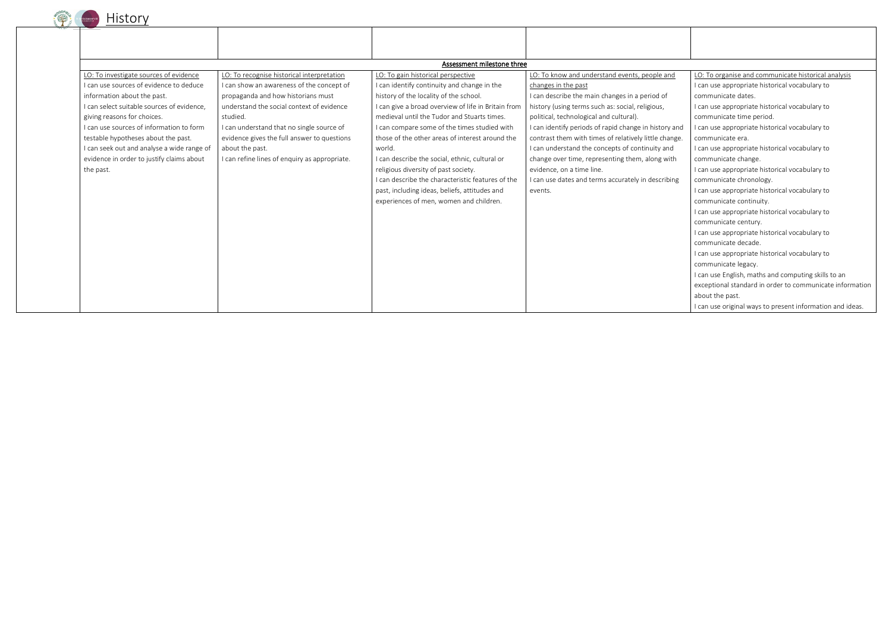# History

| | | | | | |
|---|---|---|---|---|---|
| | | | | | |
| | Assessment milestone three | | | | |
| | LO: To investigate sources of evidence<br>I can use sources of evidence to deduce information about the past.<br>I can select suitable sources of evidence, giving reasons for choices.<br>I can use sources of information to form testable hypotheses about the past.<br>I can seek out and analyse a wide range of evidence in order to justify claims about the past. | LO: To recognise historical interpretation<br>I can show an awareness of the concept of propaganda and how historians must understand the social context of evidence studied.<br>I can understand that no single source of evidence gives the full answer to questions about the past.<br>I can refine lines of enquiry as appropriate. | LO: To gain historical perspective<br>I can identify continuity and change in the history of the locality of the school.<br>I can give a broad overview of life in Britain from medieval until the Tudor and Stuarts times.<br>I can compare some of the times studied with those of the other areas of interest around the world.<br>I can describe the social, ethnic, cultural or religious diversity of past society.<br>I can describe the characteristic features of the past, including ideas, beliefs, attitudes and experiences of men, women and children. | LO: To know and understand events, people and changes in the past<br>I can describe the main changes in a period of history (using terms such as: social, religious, political, technological and cultural).<br>I can identify periods of rapid change in history and contrast them with times of relatively little change.<br>I can understand the concepts of continuity and change over time, representing them, along with evidence, on a time line.<br>I can use dates and terms accurately in describing events. | LO: To organise and communicate historical analysis<br>I can use appropriate historical vocabulary to communicate dates.<br>I can use appropriate historical vocabulary to communicate time period.<br>I can use appropriate historical vocabulary to communicate era.<br>I can use appropriate historical vocabulary to communicate change.<br>I can use appropriate historical vocabulary to communicate chronology.<br>I can use appropriate historical vocabulary to communicate continuity.<br>I can use appropriate historical vocabulary to communicate century.<br>I can use appropriate historical vocabulary to communicate decade.<br>I can use appropriate historical vocabulary to communicate legacy.<br>I can use English, maths and computing skills to an exceptional standard in order to communicate information about the past.<br>I can use original ways to present information and ideas. |